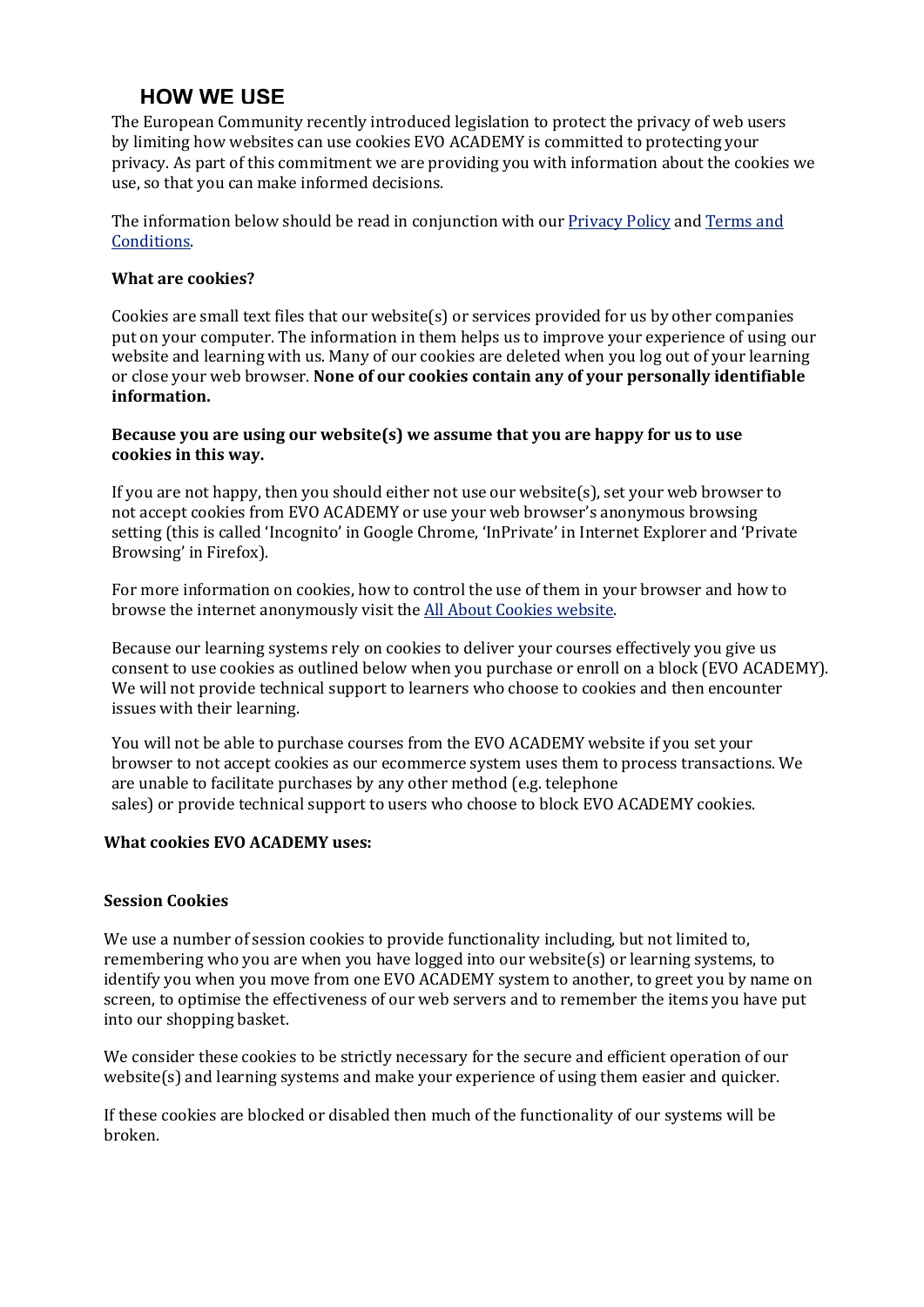# HOW WE USE

The European Community recently introduced legislation to protect the privacy of web users by limiting how websites can use cookies EVO ACADEMY is committed to protecting your privacy. As part of this commitment we are providing you with information about the cookies we use, so that you can make informed decisions.

The information below should be read in conjunction with our Privacy Policy and Terms and Conditions.

**What are cookies?**

Cookies are small text files that our website(s) or services provided for us by other companies put on your computer. The information in them helps us to improve your experience of using our website and learning with us. Many of our cookies are deleted when you log out of your learning or close your web browser. **None of our cookies contain any of your personally identifiable information.**

**Because you are using our website(s) we assume that you are happy for us to use cookies in this way.**

If you are not happy, then you should either not use our website(s), set your web browser to not accept cookies from EVO ACADEMY or use your web browser's anonymous browsing setting (this is called 'Incognito' in Google Chrome, 'InPrivate' in Internet Explorer and 'Private Browsing' in Firefox).

For more information on cookies, how to control the use of them in your browser and how to browse the internet anonymously visit the All About Cookies website.

Because our learning systems rely on cookies to deliver your courses effectively you give us consent to use cookies as outlined below when you purchase or enroll on a block (EVO ACADEMY). We will not provide technical support to learners who choose to cookies and then encounter issues with their learning.

You will not be able to purchase courses from the EVO ACADEMY website if you set your browser to not accept cookies as our ecommerce system uses them to process transactions. We are unable to facilitate purchases by any other method (e.g. telephone sales) or provide technical support to users who choose to block EVO ACADEMY cookies.

**What cookies EVO ACADEMY uses:**

**Session Cookies**

We use a number of session cookies to provide functionality including, but not limited to, remembering who you are when you have logged into our website(s) or learning systems, to identify you when you move from one EVO ACADEMY system to another, to greet you by name on screen, to optimise the effectiveness of our web servers and to remember the items you have put into our shopping basket.

We consider these cookies to be strictly necessary for the secure and efficient operation of our website(s) and learning systems and make your experience of using them easier and quicker.

If these cookies are blocked or disabled then much of the functionality of our systems will be broken.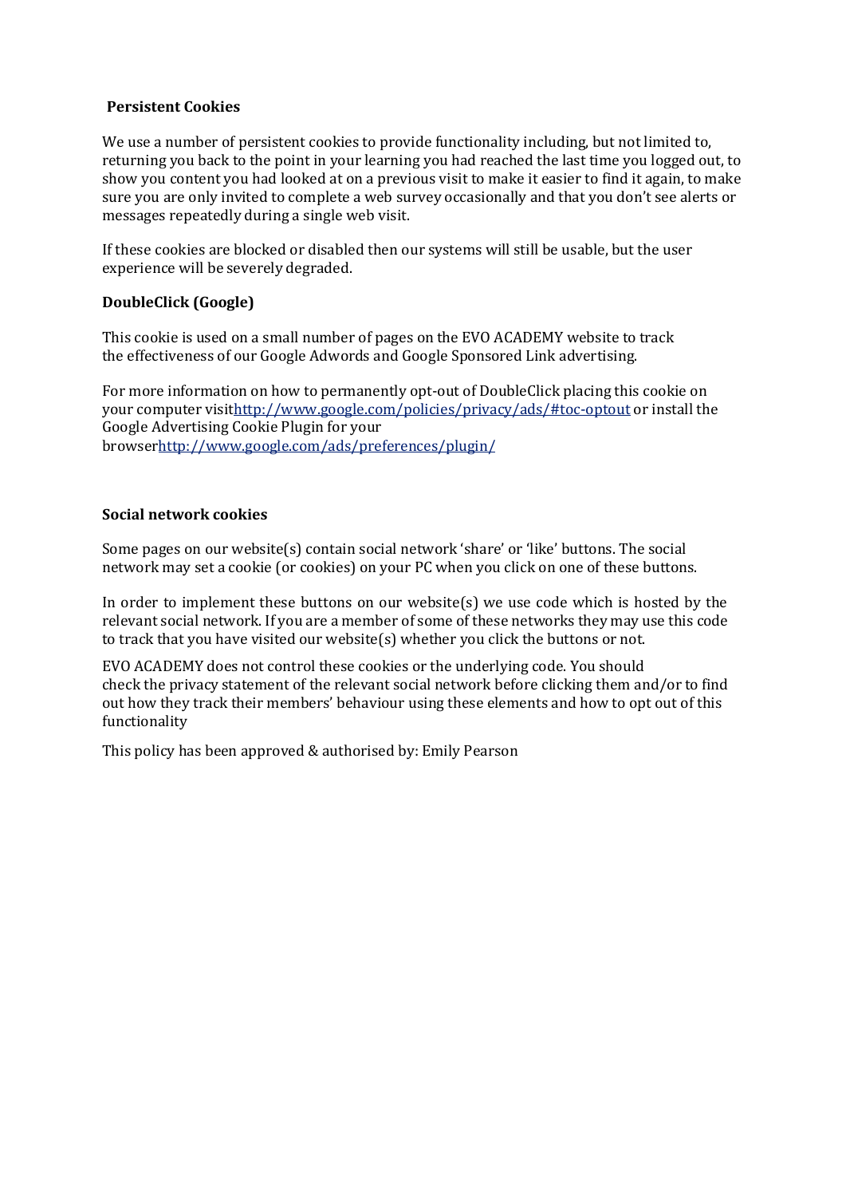**Persistent Cookies**

We use a number of persistent cookies to provide functionality including, but not limited to, returning you back to the point in your learning you had reached the last time you logged out, to show you content you had looked at on a previous visit to make it easier to find it again, to make sure you are only invited to complete a web survey occasionally and that you don't see alerts or messages repeatedly during a single web visit.

If these cookies are blocked or disabled then our systems will still be usable, but the user experience will be severely degraded.

**DoubleClick (Google)**

This cookie is used on a small number of pages on the EVO ACADEMY website to track the effectiveness of our Google Adwords and Google Sponsored Link advertising.

For more information on how to permanently opt-out of DoubleClick placing this cookie on your computer visit[http://www.google.com/policies/privacy/ads/#toc-optout](http://www.google.com/policies/privacy/ads/#toc-optout) or install the Google Advertising Cookie Plugin for your browser[http://www.google.com/ads/preferences/plugin/](http://www.google.com/ads/preferences/plugin/)

**Social network cookies**

Some pages on our website(s) contain social network 'share' or 'like' buttons. The social network may set a cookie (or cookies) on your PC when you click on one of these buttons.

In order to implement these buttons on our website(s) we use code which is hosted by the relevant social network. If you are a member of some of these networks they may use this code to track that you have visited our website(s) whether you click the buttons or not.

EVO ACADEMY does not control these cookies or the underlying code. You should check the privacy statement of the relevant social network before clicking them and/or to find out how they track their members' behaviour using these elements and how to opt out of this functionality

This policy has been approved & authorised by: Emily Pearson